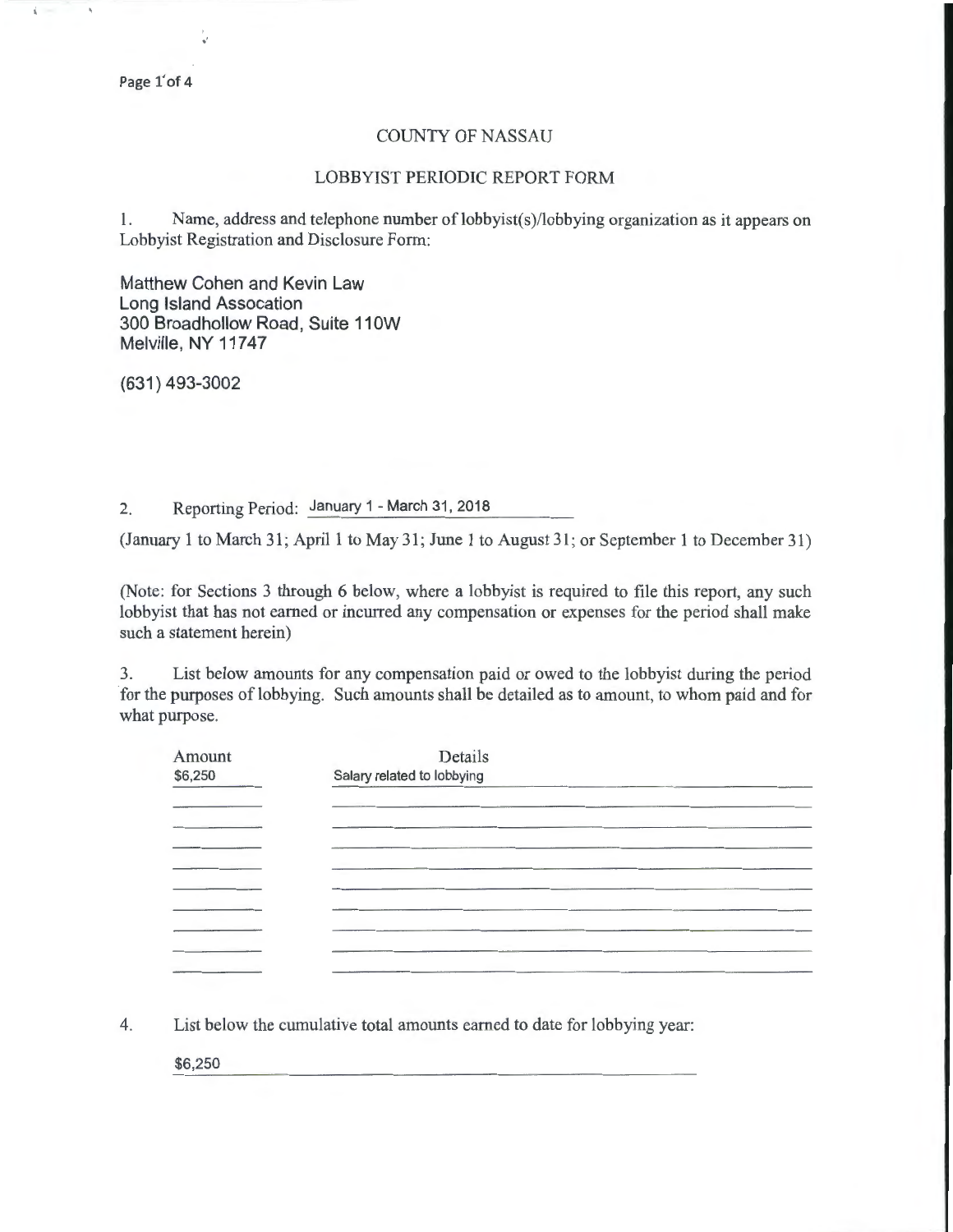# COUNTY OF NASSAU

## LOBBYIST PERIODIC REPORT FORM

1. Name, address and telephone number of lobbyist(s)/lobbying organization as it appears on Lobbyist Registration and Disclosure Form:

Matthew Cohen and Kevin Law
Long Island Assocation
300 Broadhollow Road, Suite 110W
Melville, NY 11747

(631) 493-3002

2. Reporting Period: January 1 - March 31, 2018

(January 1 to March 31; April 1 to May 31; June 1 to August 31; or September 1 to December 31)

(Note: for Sections 3 through 6 below, where a lobbyist is required to file this report, any such lobbyist that has not earned or incurred any compensation or expenses for the period shall make such a statement herein)

3. List below amounts for any compensation paid or owed to the lobbyist during the period for the purposes of lobbying. Such amounts shall be detailed as to amount, to whom paid and for what purpose.

| Amount | Details |
|---|---|
| $6,250 | Salary related to lobbying |

4. List below the cumulative total amounts earned to date for lobbying year:

$6,250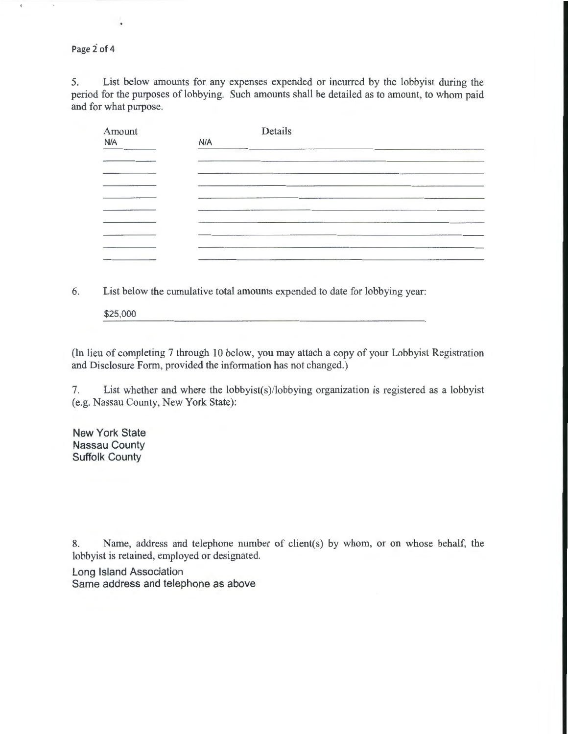5. List below amounts for any expenses expended or incurred by the lobbyist during the period for the purposes of lobbying. Such amounts shall be detailed as to amount, to whom paid and for what purpose.

| Amount | Details |
| --- | --- |
| N/A | N/A |

6. List below the cumulative total amounts expended to date for lobbying year:

$25,000

(In lieu of completing 7 through 10 below, you may attach a copy of your Lobbyist Registration and Disclosure Form, provided the information has not changed.)

7. List whether and where the lobbyist(s)/lobbying organization is registered as a lobbyist (e.g. Nassau County, New York State):

New York State
Nassau County
Suffolk County

8. Name, address and telephone number of client(s) by whom, or on whose behalf, the lobbyist is retained, employed or designated.

Long Island Association
Same address and telephone as above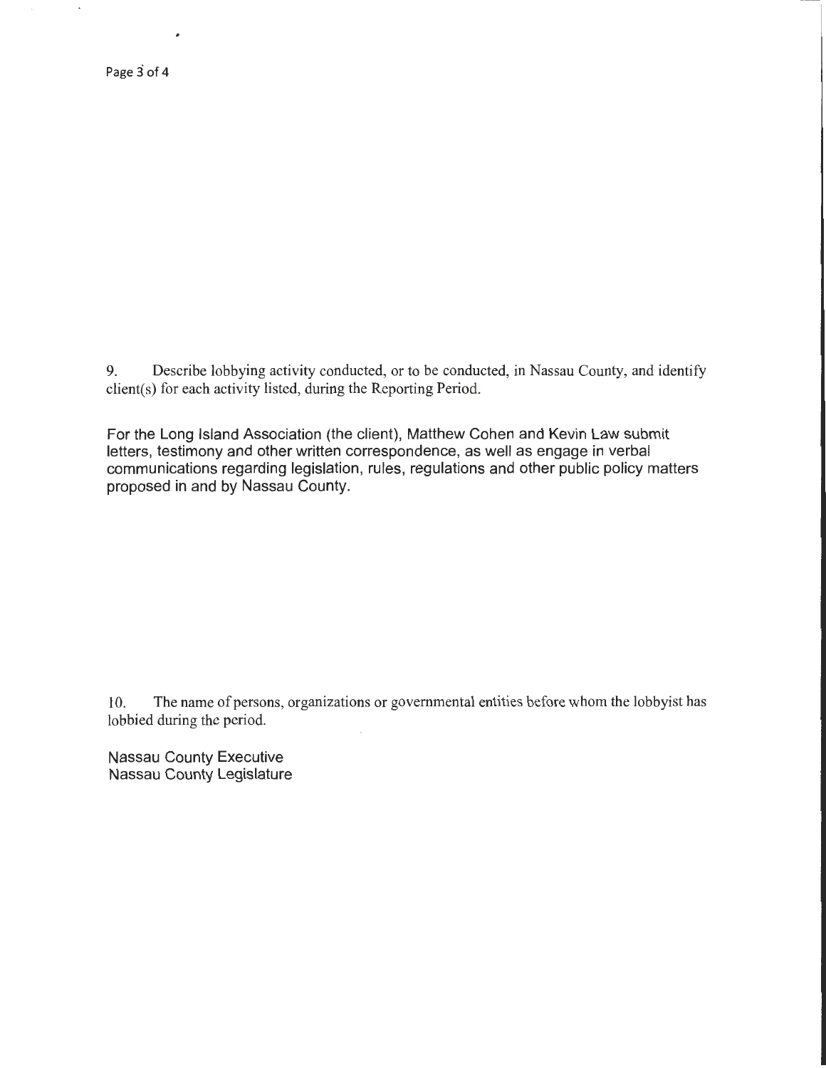9. Describe lobbying activity conducted, or to be conducted, in Nassau County, and identify client(s) for each activity listed, during the Reporting Period.

For the Long Island Association (the client), Matthew Cohen and Kevin Law submit letters, testimony and other written correspondence, as well as engage in verbal communications regarding legislation, rules, regulations and other public policy matters proposed in and by Nassau County.

10. The name of persons, organizations or governmental entities before whom the lobbyist has lobbied during the period.

Nassau County Executive
Nassau County Legislature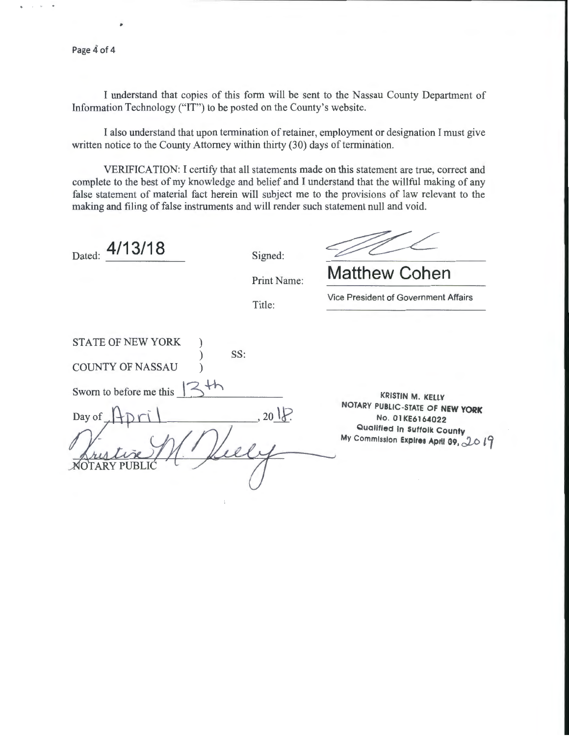I understand that copies of this form will be sent to the Nassau County Department of Information Technology ("IT") to be posted on the County's website.

I also understand that upon termination of retainer, employment or designation I must give written notice to the County Attorney within thirty (30) days of termination.

VERIFICATION: I certify that all statements made on this statement are true, correct and complete to the best of my knowledge and belief and I understand that the willful making of any false statement of material fact herein will subject me to the provisions of law relevant to the making and filing of false instruments and will render such statement null and void.

Dated: 4/13/18

Signed: 

Print Name: Matthew Cohen

Title: Vice President of Government Affairs

STATE OF NEW YORK )
) SS:
COUNTY OF NASSAU )

Sworn to before me this 13th

Day of April, 2018.

NOTARY PUBLIC

KRISTIN M. KELLY
NOTARY PUBLIC-STATE OF NEW YORK
No. 01KE6164022
Qualified in Suffolk County
My Commission Expires April 09, 2019